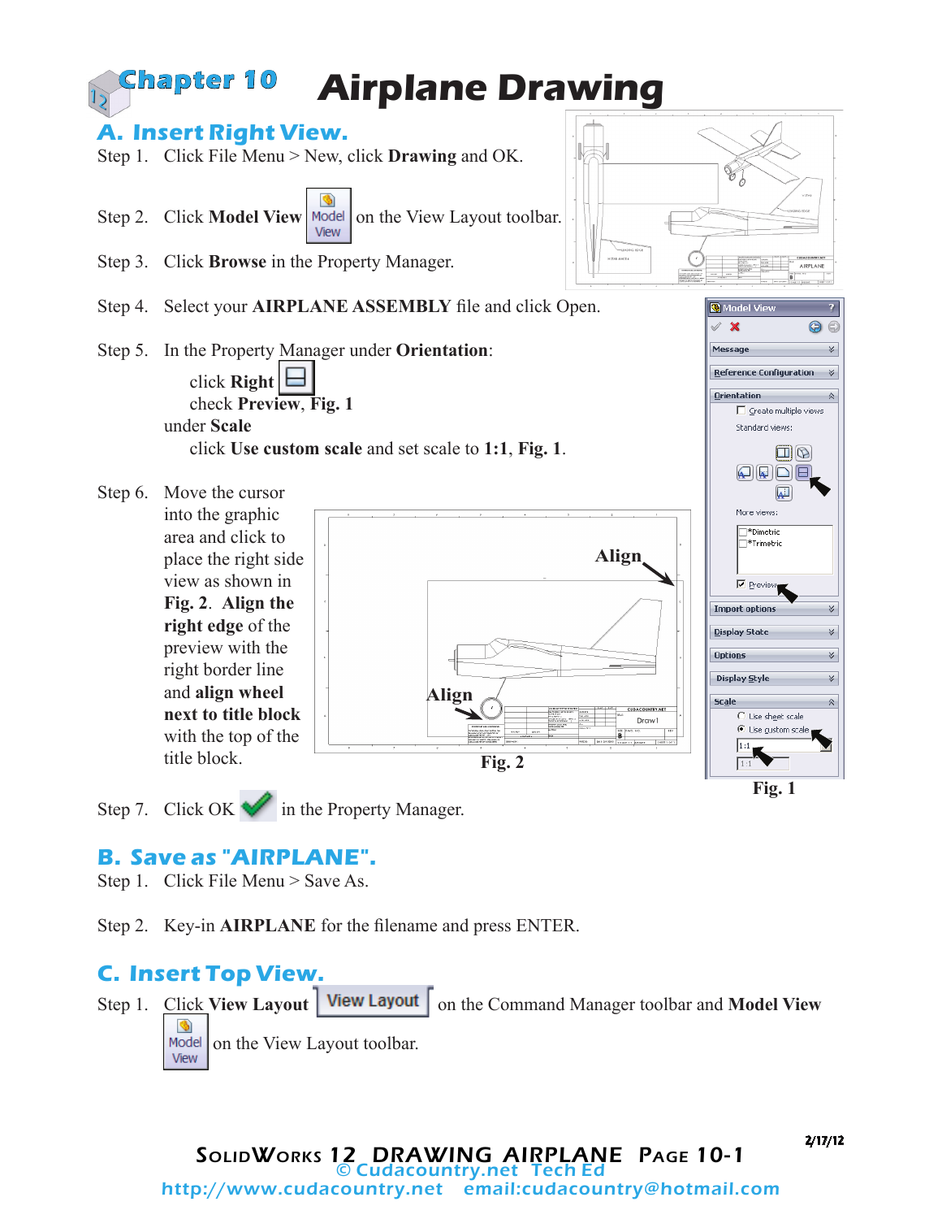# Chapter 10 Airplane Drawing

## A. Insert Right View.

Step 1. Click File Menu > New, click **Drawing** and OK.

Step 2. Click **Model View** on the View Layout toolbar.

Step 3. Click **Browse** in the Property Manager.

Step 4. Select your **AIRPLANE ASSEMBLY** file and click Open.

Step 5. In the Property Manager under **Orientation**:

click **Right**
check **Preview**, **Fig. 1**
under **Scale**
click **Use custom scale** and set scale to **1:1**, **Fig. 1**.

Step 6. Move the cursor into the graphic area and click to place the right side view as shown in **Fig. 2**. **Align the right edge** of the preview with the right border line and **align wheel next to title block** with the top of the title block.

Fig. 2

Fig. 1

Step 7. Click OK in the Property Manager.

## B. Save as "AIRPLANE".

Step 1. Click File Menu > Save As.

Step 2. Key-in **AIRPLANE** for the filename and press ENTER.

## C. Insert Top View.

Step 1. Click **View Layout** on the Command Manager toolbar and **Model View** on the View Layout toolbar.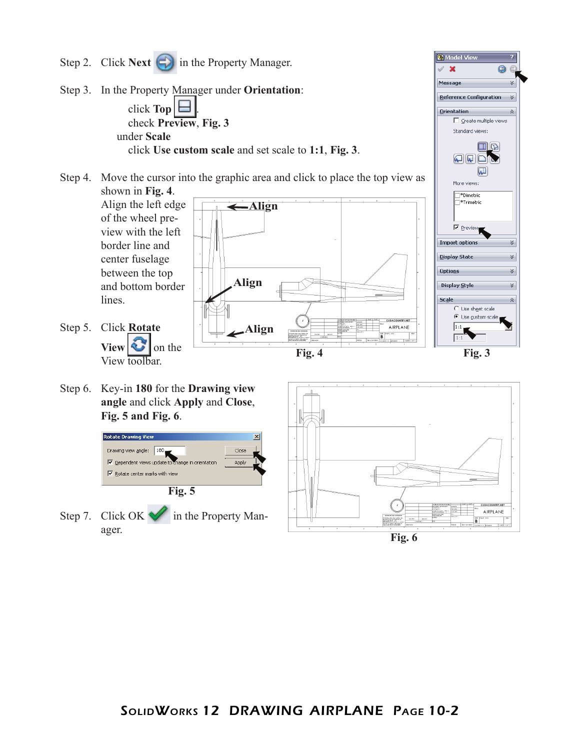Step 2. Click **Next** in the Property Manager.

Step 3. In the Property Manager under **Orientation**:

click **Top**.
check **Preview**, **Fig. 3**
under **Scale**
click **Use custom scale** and set scale to **1:1**, **Fig. 3**.

Step 4. Move the cursor into the graphic area and click to place the top view as shown in **Fig. 4**.
Align the left edge of the wheel pre-view with the left border line and center fuselage between the top and bottom border lines.

Step 5. Click **Rotate View** on the View toolbar.

**Fig. 4**

**Fig. 3**

Step 6. Key-in **180** for the **Drawing view angle** and click **Apply** and **Close**, **Fig. 5 and Fig. 6**.

**Fig. 5**

Step 7. Click OK in the Property Manager.

**Fig. 6**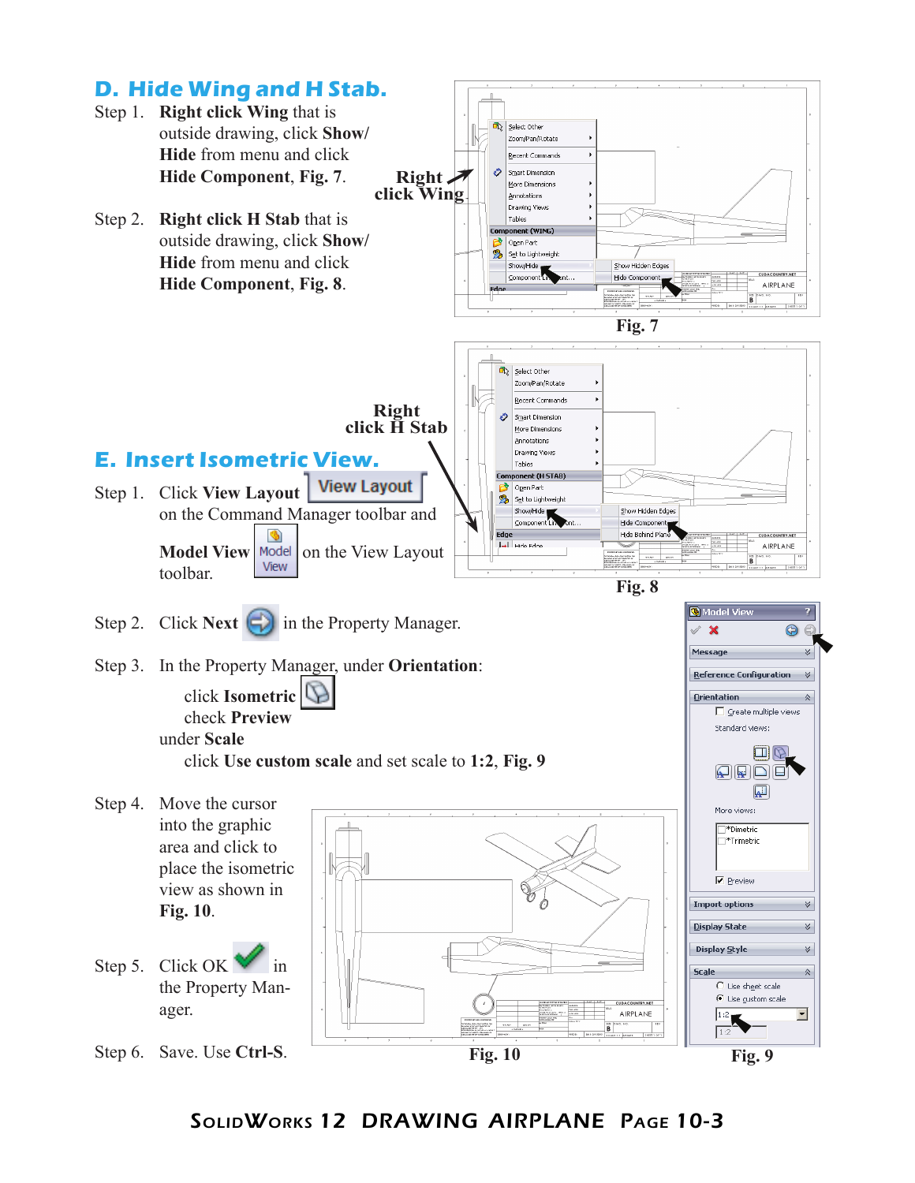## D. Hide Wing and H Stab.

Step 1. **Right click Wing** that is outside drawing, click **Show/ Hide** from menu and click **Hide Component**, **Fig. 7**.

Step 2. **Right click H Stab** that is outside drawing, click **Show/ Hide** from menu and click **Hide Component**, **Fig. 8**.

**Right click Wing**

Fig. 7

**Right click H Stab**

Fig. 8

## E. Insert Isometric View.

Step 1. Click **View Layout** on the Command Manager toolbar and **Model View** on the View Layout toolbar.

Step 2. Click **Next** in the Property Manager.

Step 3. In the Property Manager, under **Orientation**:

click **Isometric**
check **Preview**
under **Scale**
click **Use custom scale** and set scale to **1:2**, **Fig. 9**

Step 4. Move the cursor into the graphic area and click to place the isometric view as shown in **Fig. 10**.

Step 5. Click OK in the Property Manager.

Step 6. Save. Use **Ctrl-S**.

Fig. 10

Fig. 9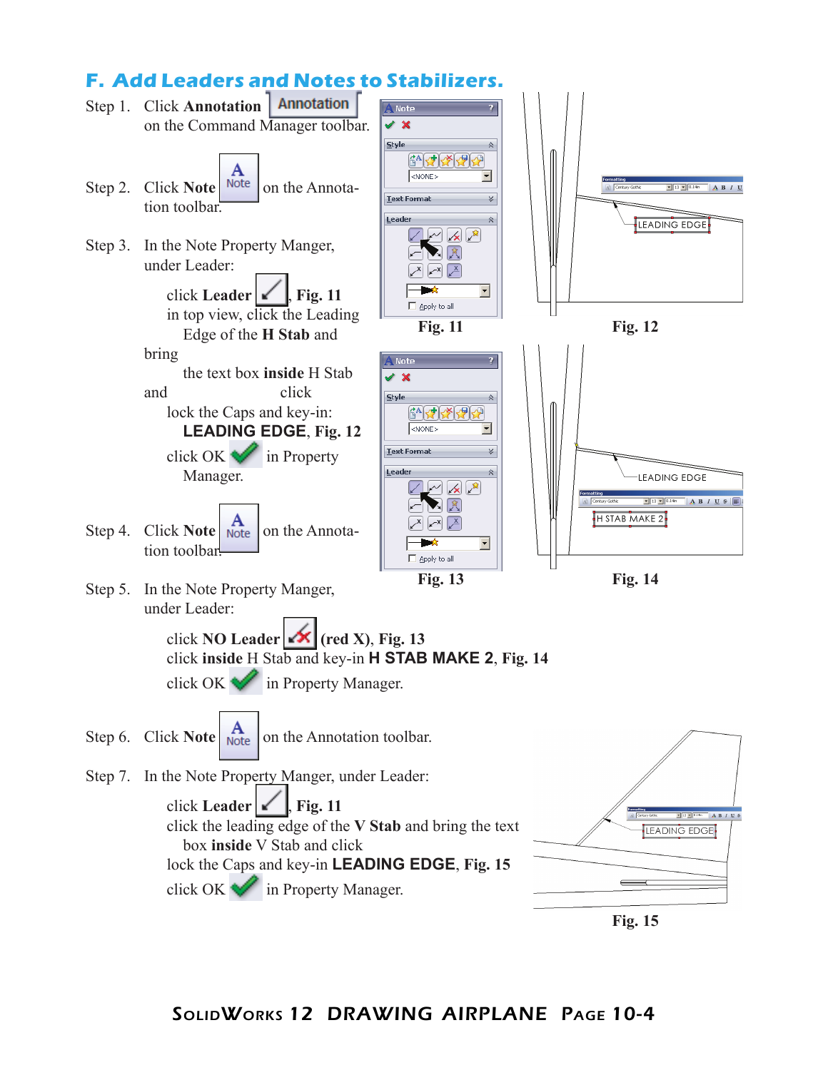## F. Add Leaders and Notes to Stabilizers.

Step 1. Click **Annotation** Annotation on the Command Manager toolbar.

Step 2. Click **Note** on the Annotation toolbar.

Step 3. In the Note Property Manger, under Leader:

click **Leader**, **Fig. 11**
in top view, click the Leading Edge of the **H Stab** and bring the text box **inside** H Stab and click lock the Caps and key-in: **LEADING EDGE**, **Fig. 12**
click OK in Property Manager.

Step 4. Click **Note** on the Annotation toolbar.

Step 5. In the Note Property Manger, under Leader:

click **NO Leader** **(red X)**, **Fig. 13**
click **inside** H Stab and key-in **H STAB MAKE 2**, **Fig. 14**
click OK in Property Manager.

Step 6. Click **Note** on the Annotation toolbar.

Step 7. In the Note Property Manger, under Leader:

click **Leader**, **Fig. 11**
click the leading edge of the **V Stab** and bring the text box **inside** V Stab and click lock the Caps and key-in **LEADING EDGE**, **Fig. 15**
click OK in Property Manager.

Fig. 11

Fig. 12

Fig. 13

Fig. 14

Fig. 15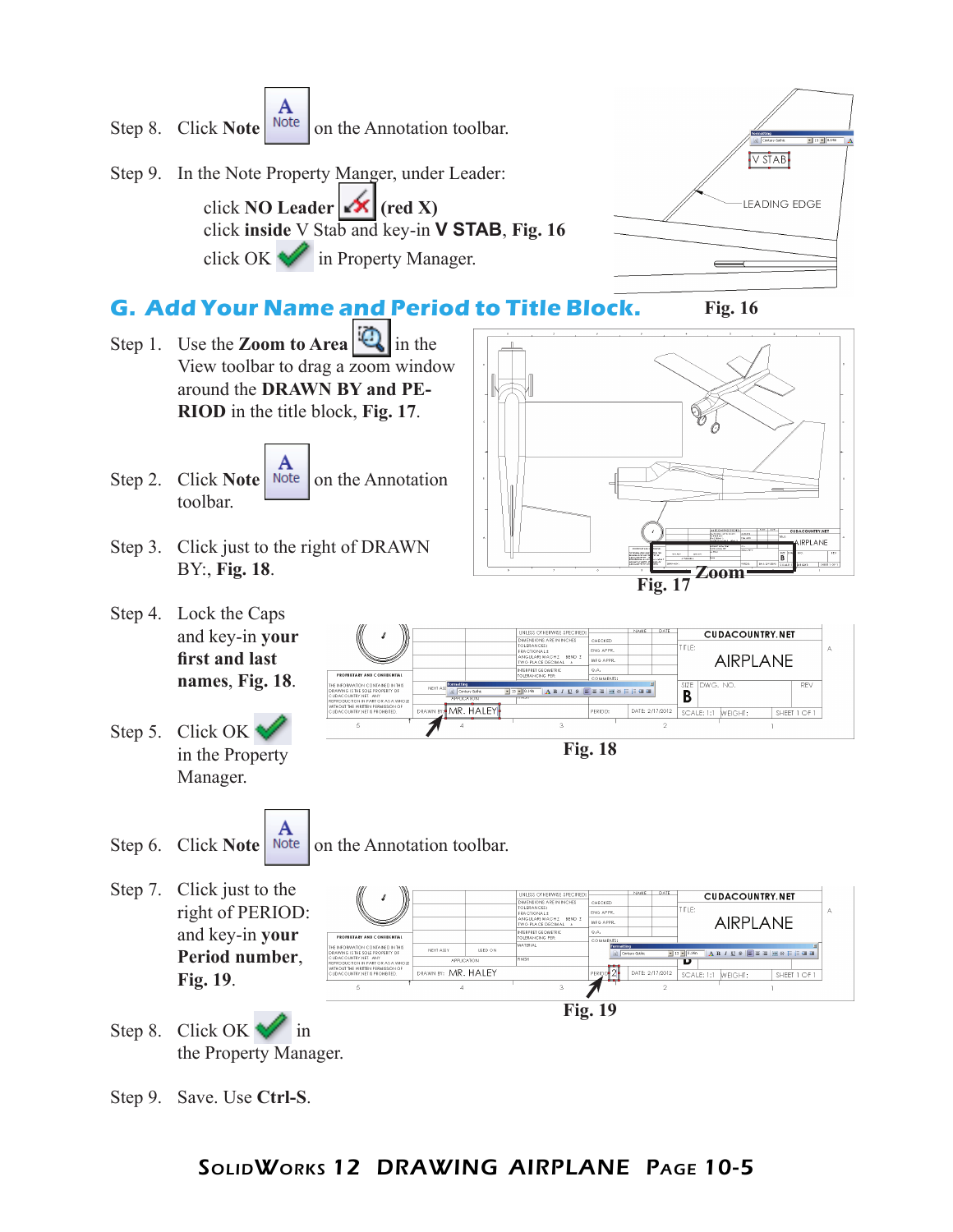Step 8. Click **Note** on the Annotation toolbar.

Step 9. In the Note Property Manger, under Leader:

click **NO Leader** **(red X)**
click **inside** V Stab and key-in **V STAB**, **Fig. 16**
click OK in Property Manager.

V STAB

LEADING EDGE

**Fig. 16**

## G. Add Your Name and Period to Title Block.

Step 1. Use the **Zoom to Area** in the View toolbar to drag a zoom window around the **DRAWN BY and PERIOD** in the title block, **Fig. 17**.

Step 2. Click **Note** on the Annotation toolbar.

Step 3. Click just to the right of DRAWN BY:, **Fig. 18**.

Zoom

**Fig. 17**

Step 4. Lock the Caps and key-in **your first and last names**, **Fig. 18**.

Step 5. Click OK in the Property Manager.

CUDACOUNTRY.NET

AIRPLANE

DRAWN BY: MR. HALEY

**Fig. 18**

Step 6. Click **Note** on the Annotation toolbar.

Step 7. Click just to the right of PERIOD: and key-in **your Period number**, **Fig. 19**.

CUDACOUNTRY.NET

AIRPLANE

DRAWN BY: MR. HALEY

PERIOD: 2

**Fig. 19**

Step 8. Click OK in the Property Manager.

Step 9. Save. Use **Ctrl-S**.